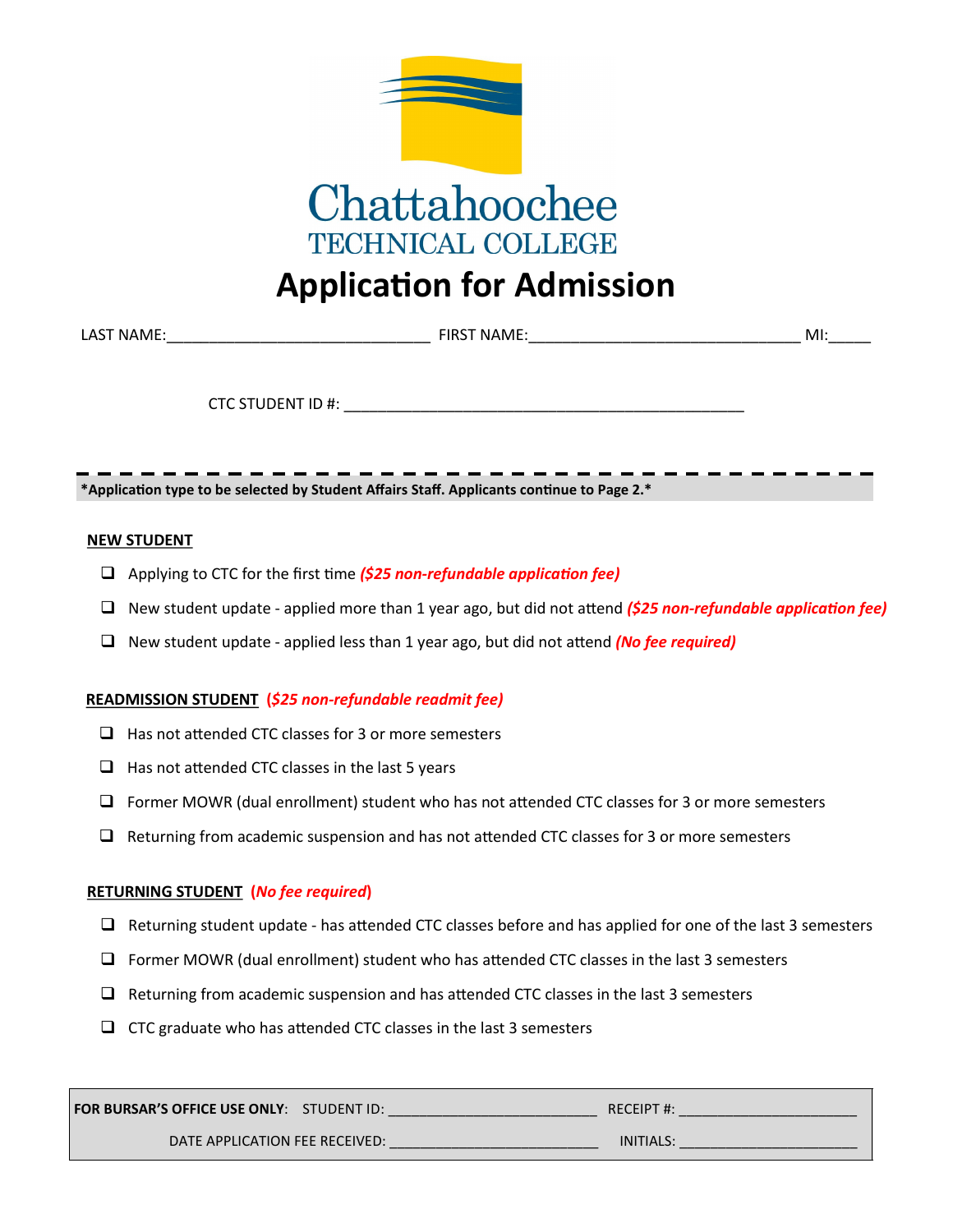Chattahoochee
TECHNICAL COLLEGE

# Application for Admission

LAST NAME:______________________________ FIRST NAME:_______________________________ MI:_____

CTC STUDENT ID #: ______________________________________________

**\*Application type to be selected by Student Affairs Staff. Applicants continue to Page 2.\***

**NEW STUDENT**

- ☐ Applying to CTC for the first time ***($25 non-refundable application fee)***
- ☐ New student update - applied more than 1 year ago, but did not attend ***($25 non-refundable application fee)***
- ☐ New student update - applied less than 1 year ago, but did not attend ***(No fee required)***

**READMISSION STUDENT** ***($25 non-refundable readmit fee)***

- ☐ Has not attended CTC classes for 3 or more semesters
- ☐ Has not attended CTC classes in the last 5 years
- ☐ Former MOWR (dual enrollment) student who has not attended CTC classes for 3 or more semesters
- ☐ Returning from academic suspension and has not attended CTC classes for 3 or more semesters

**RETURNING STUDENT** ***(No fee required)***

- ☐ Returning student update - has attended CTC classes before and has applied for one of the last 3 semesters
- ☐ Former MOWR (dual enrollment) student who has attended CTC classes in the last 3 semesters
- ☐ Returning from academic suspension and has attended CTC classes in the last 3 semesters
- ☐ CTC graduate who has attended CTC classes in the last 3 semesters

**FOR BURSAR'S OFFICE USE ONLY**: STUDENT ID: __________________________ RECEIPT #: ______________________

DATE APPLICATION FEE RECEIVED: __________________________ INITIALS: ______________________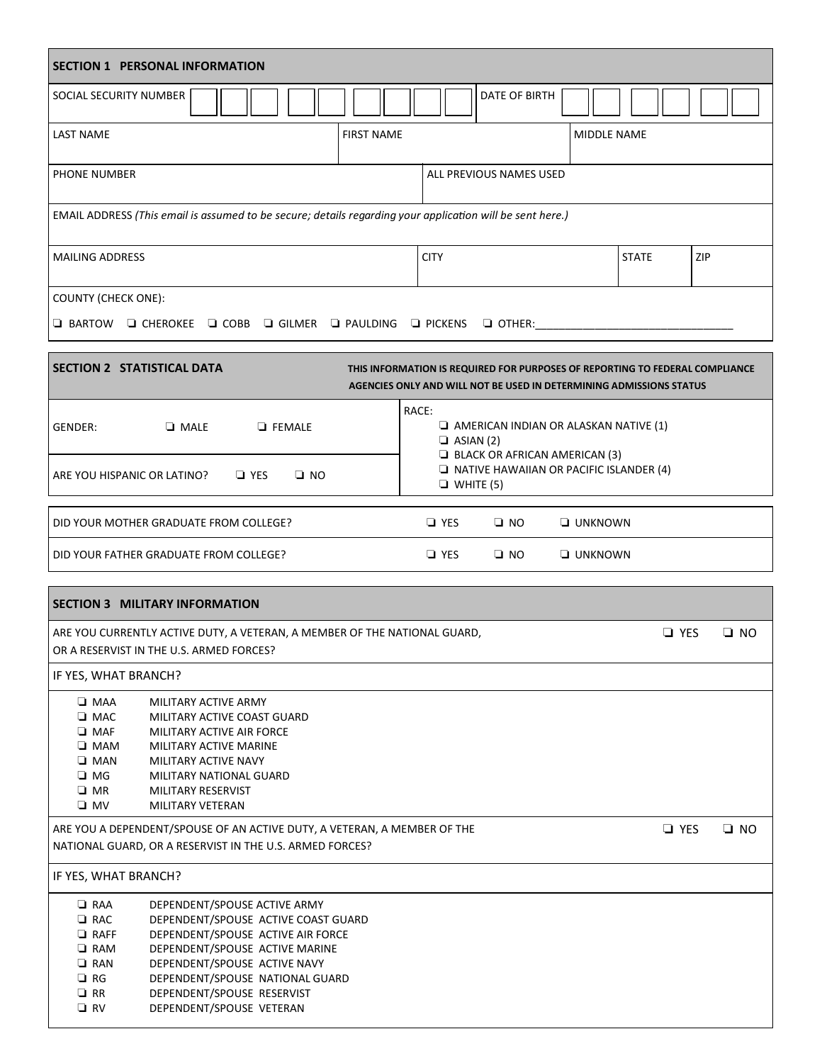## SECTION 1 PERSONAL INFORMATION

| SOCIAL SECURITY NUMBER | | DATE OF BIRTH | |
|---|---|---|---|
| LAST NAME | FIRST NAME | MIDDLE NAME | |
| PHONE NUMBER | ALL PREVIOUS NAMES USED | | |

EMAIL ADDRESS *(This email is assumed to be secure; details regarding your application will be sent here.)*

| MAILING ADDRESS | CITY | STATE | ZIP |
|---|---|---|---|
| | | | |

COUNTY (CHECK ONE):

❑ BARTOW ❑ CHEROKEE ❑ COBB ❑ GILMER ❑ PAULDING ❑ PICKENS ❑ OTHER:________________________________

## SECTION 2 STATISTICAL DATA

**THIS INFORMATION IS REQUIRED FOR PURPOSES OF REPORTING TO FEDERAL COMPLIANCE AGENCIES ONLY AND WILL NOT BE USED IN DETERMINING ADMISSIONS STATUS**

GENDER: ❑ MALE ❑ FEMALE

ARE YOU HISPANIC OR LATINO? ❑ YES ❑ NO

RACE:
- ❑ AMERICAN INDIAN OR ALASKAN NATIVE (1)
- ❑ ASIAN (2)
- ❑ BLACK OR AFRICAN AMERICAN (3)
- ❑ NATIVE HAWAIIAN OR PACIFIC ISLANDER (4)
- ❑ WHITE (5)

| | | | |
|---|---|---|---|
| DID YOUR MOTHER GRADUATE FROM COLLEGE? | ❑ YES | ❑ NO | ❑ UNKNOWN |
| DID YOUR FATHER GRADUATE FROM COLLEGE? | ❑ YES | ❑ NO | ❑ UNKNOWN |

## SECTION 3 MILITARY INFORMATION

ARE YOU CURRENTLY ACTIVE DUTY, A VETERAN, A MEMBER OF THE NATIONAL GUARD, OR A RESERVIST IN THE U.S. ARMED FORCES? ❑ YES ❑ NO

IF YES, WHAT BRANCH?

- ❑ MAA MILITARY ACTIVE ARMY
- ❑ MAC MILITARY ACTIVE COAST GUARD
- ❑ MAF MILITARY ACTIVE AIR FORCE
- ❑ MAM MILITARY ACTIVE MARINE
- ❑ MAN MILITARY ACTIVE NAVY
- ❑ MG MILITARY NATIONAL GUARD
- ❑ MR MILITARY RESERVIST
- ❑ MV MILITARY VETERAN

ARE YOU A DEPENDENT/SPOUSE OF AN ACTIVE DUTY, A VETERAN, A MEMBER OF THE NATIONAL GUARD, OR A RESERVIST IN THE U.S. ARMED FORCES? ❑ YES ❑ NO

IF YES, WHAT BRANCH?

- ❑ RAA DEPENDENT/SPOUSE ACTIVE ARMY
- ❑ RAC DEPENDENT/SPOUSE ACTIVE COAST GUARD
- ❑ RAFF DEPENDENT/SPOUSE ACTIVE AIR FORCE
- ❑ RAM DEPENDENT/SPOUSE ACTIVE MARINE
- ❑ RAN DEPENDENT/SPOUSE ACTIVE NAVY
- ❑ RG DEPENDENT/SPOUSE NATIONAL GUARD
- ❑ RR DEPENDENT/SPOUSE RESERVIST
- ❑ RV DEPENDENT/SPOUSE VETERAN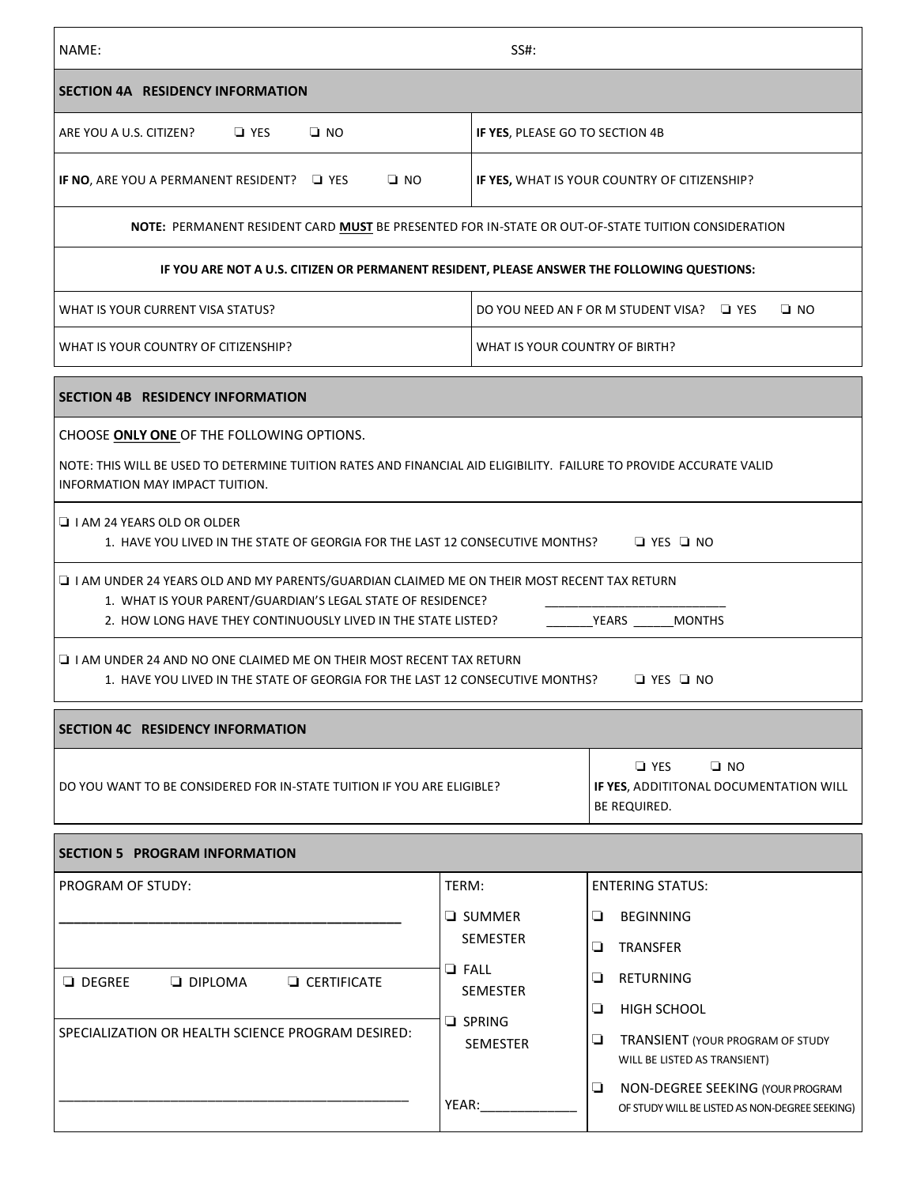| NAME: | SS#: |
|---|---|

## SECTION 4A RESIDENCY INFORMATION

| | |
|---|---|
| ARE YOU A U.S. CITIZEN? ❏ YES ❏ NO | **IF YES**, PLEASE GO TO SECTION 4B |
| **IF NO**, ARE YOU A PERMANENT RESIDENT? ❏ YES ❏ NO | **IF YES,** WHAT IS YOUR COUNTRY OF CITIZENSHIP? |

**NOTE:** PERMANENT RESIDENT CARD **MUST** BE PRESENTED FOR IN-STATE OR OUT-OF-STATE TUITION CONSIDERATION

**IF YOU ARE NOT A U.S. CITIZEN OR PERMANENT RESIDENT, PLEASE ANSWER THE FOLLOWING QUESTIONS:**

| | |
|---|---|
| WHAT IS YOUR CURRENT VISA STATUS? | DO YOU NEED AN F OR M STUDENT VISA? ❏ YES ❏ NO |
| WHAT IS YOUR COUNTRY OF CITIZENSHIP? | WHAT IS YOUR COUNTRY OF BIRTH? |

## SECTION 4B RESIDENCY INFORMATION

CHOOSE **ONLY ONE** OF THE FOLLOWING OPTIONS.

NOTE: THIS WILL BE USED TO DETERMINE TUITION RATES AND FINANCIAL AID ELIGIBILITY. FAILURE TO PROVIDE ACCURATE VALID INFORMATION MAY IMPACT TUITION.

❏ I AM 24 YEARS OLD OR OLDER

1. HAVE YOU LIVED IN THE STATE OF GEORGIA FOR THE LAST 12 CONSECUTIVE MONTHS? ❏ YES ❏ NO

❏ I AM UNDER 24 YEARS OLD AND MY PARENTS/GUARDIAN CLAIMED ME ON THEIR MOST RECENT TAX RETURN

1. WHAT IS YOUR PARENT/GUARDIAN'S LEGAL STATE OF RESIDENCE? ___________________________
2. HOW LONG HAVE THEY CONTINUOUSLY LIVED IN THE STATE LISTED? _______YEARS ______MONTHS

❏ I AM UNDER 24 AND NO ONE CLAIMED ME ON THEIR MOST RECENT TAX RETURN

1. HAVE YOU LIVED IN THE STATE OF GEORGIA FOR THE LAST 12 CONSECUTIVE MONTHS? ❏ YES ❏ NO

## SECTION 4C RESIDENCY INFORMATION

| | |
|---|---|
| DO YOU WANT TO BE CONSIDERED FOR IN-STATE TUITION IF YOU ARE ELIGIBLE? | ❏ YES ❏ NO<br>**IF YES**, ADDITITONAL DOCUMENTATION WILL BE REQUIRED. |

## SECTION 5 PROGRAM INFORMATION

| PROGRAM OF STUDY: | TERM: | ENTERING STATUS: |
|---|---|---|
| ______________________________________________ | ❏ SUMMER SEMESTER | ❏ BEGINNING |
| | | ❏ TRANSFER |
| ❏ DEGREE ❏ DIPLOMA ❏ CERTIFICATE | ❏ FALL SEMESTER | ❏ RETURNING |
| | | ❏ HIGH SCHOOL |
| SPECIALIZATION OR HEALTH SCIENCE PROGRAM DESIRED: | ❏ SPRING SEMESTER | ❏ TRANSIENT (YOUR PROGRAM OF STUDY WILL BE LISTED AS TRANSIENT) |
| ______________________________________________ | YEAR:_____________ | ❏ NON-DEGREE SEEKING (YOUR PROGRAM OF STUDY WILL BE LISTED AS NON-DEGREE SEEKING) |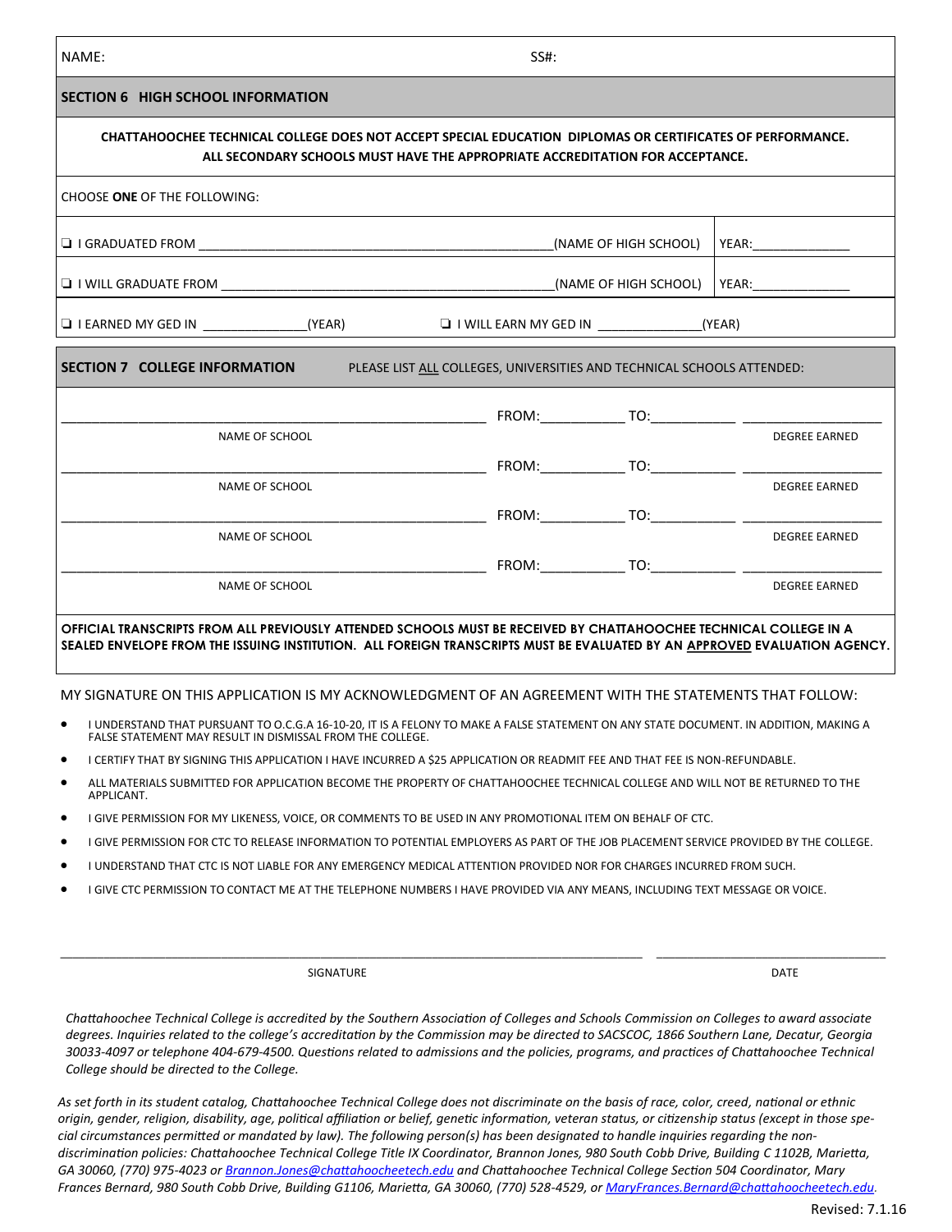NAME: SS#:

## SECTION 6 HIGH SCHOOL INFORMATION

**CHATTAHOOCHEE TECHNICAL COLLEGE DOES NOT ACCEPT SPECIAL EDUCATION DIPLOMAS OR CERTIFICATES OF PERFORMANCE. ALL SECONDARY SCHOOLS MUST HAVE THE APPROPRIATE ACCREDITATION FOR ACCEPTANCE.**

CHOOSE **ONE** OF THE FOLLOWING:

❑ I GRADUATED FROM ______________________________________________(NAME OF HIGH SCHOOL) | YEAR:_____________

❑ I WILL GRADUATE FROM ___________________________________________(NAME OF HIGH SCHOOL) | YEAR:_____________

❑ I EARNED MY GED IN ______________(YEAR) ❑ I WILL EARN MY GED IN ______________(YEAR)

## SECTION 7 COLLEGE INFORMATION

PLEASE LIST ALL COLLEGES, UNIVERSITIES AND TECHNICAL SCHOOLS ATTENDED:

| NAME OF SCHOOL | FROM: | TO: | DEGREE EARNED |
|---|---|---|---|
| ______________________ | FROM:__________ | TO:__________ | ________________ |
| ______________________ | FROM:__________ | TO:__________ | ________________ |
| ______________________ | FROM:__________ | TO:__________ | ________________ |
| ______________________ | FROM:__________ | TO:__________ | ________________ |

**OFFICIAL TRANSCRIPTS FROM ALL PREVIOUSLY ATTENDED SCHOOLS MUST BE RECEIVED BY CHATTAHOOCHEE TECHNICAL COLLEGE IN A SEALED ENVELOPE FROM THE ISSUING INSTITUTION. ALL FOREIGN TRANSCRIPTS MUST BE EVALUATED BY AN APPROVED EVALUATION AGENCY.**

MY SIGNATURE ON THIS APPLICATION IS MY ACKNOWLEDGMENT OF AN AGREEMENT WITH THE STATEMENTS THAT FOLLOW:

- I UNDERSTAND THAT PURSUANT TO O.C.G.A 16-10-20, IT IS A FELONY TO MAKE A FALSE STATEMENT ON ANY STATE DOCUMENT. IN ADDITION, MAKING A FALSE STATEMENT MAY RESULT IN DISMISSAL FROM THE COLLEGE.
- I CERTIFY THAT BY SIGNING THIS APPLICATION I HAVE INCURRED A $25 APPLICATION OR READMIT FEE AND THAT FEE IS NON-REFUNDABLE.
- ALL MATERIALS SUBMITTED FOR APPLICATION BECOME THE PROPERTY OF CHATTAHOOCHEE TECHNICAL COLLEGE AND WILL NOT BE RETURNED TO THE APPLICANT.
- I GIVE PERMISSION FOR MY LIKENESS, VOICE, OR COMMENTS TO BE USED IN ANY PROMOTIONAL ITEM ON BEHALF OF CTC.
- I GIVE PERMISSION FOR CTC TO RELEASE INFORMATION TO POTENTIAL EMPLOYERS AS PART OF THE JOB PLACEMENT SERVICE PROVIDED BY THE COLLEGE.
- I UNDERSTAND THAT CTC IS NOT LIABLE FOR ANY EMERGENCY MEDICAL ATTENTION PROVIDED NOR FOR CHARGES INCURRED FROM SUCH.
- I GIVE CTC PERMISSION TO CONTACT ME AT THE TELEPHONE NUMBERS I HAVE PROVIDED VIA ANY MEANS, INCLUDING TEXT MESSAGE OR VOICE.

_____________________________________________ _____________________

SIGNATURE DATE

*Chattahoochee Technical College is accredited by the Southern Association of Colleges and Schools Commission on Colleges to award associate degrees. Inquiries related to the college's accreditation by the Commission may be directed to SACSCOC, 1866 Southern Lane, Decatur, Georgia 30033-4097 or telephone 404-679-4500. Questions related to admissions and the policies, programs, and practices of Chattahoochee Technical College should be directed to the College.*

*As set forth in its student catalog, Chattahoochee Technical College does not discriminate on the basis of race, color, creed, national or ethnic origin, gender, religion, disability, age, political affiliation or belief, genetic information, veteran status, or citizenship status (except in those special circumstances permitted or mandated by law). The following person(s) has been designated to handle inquiries regarding the non-discrimination policies: Chattahoochee Technical College Title IX Coordinator, Brannon Jones, 980 South Cobb Drive, Building C 1102B, Marietta, GA 30060, (770) 975-4023 or Brannon.Jones@chattahoocheetech.edu and Chattahoochee Technical College Section 504 Coordinator, Mary Frances Bernard, 980 South Cobb Drive, Building G1106, Marietta, GA 30060, (770) 528-4529, or MaryFrances.Bernard@chattahoocheetech.edu.*

Revised: 7.1.16